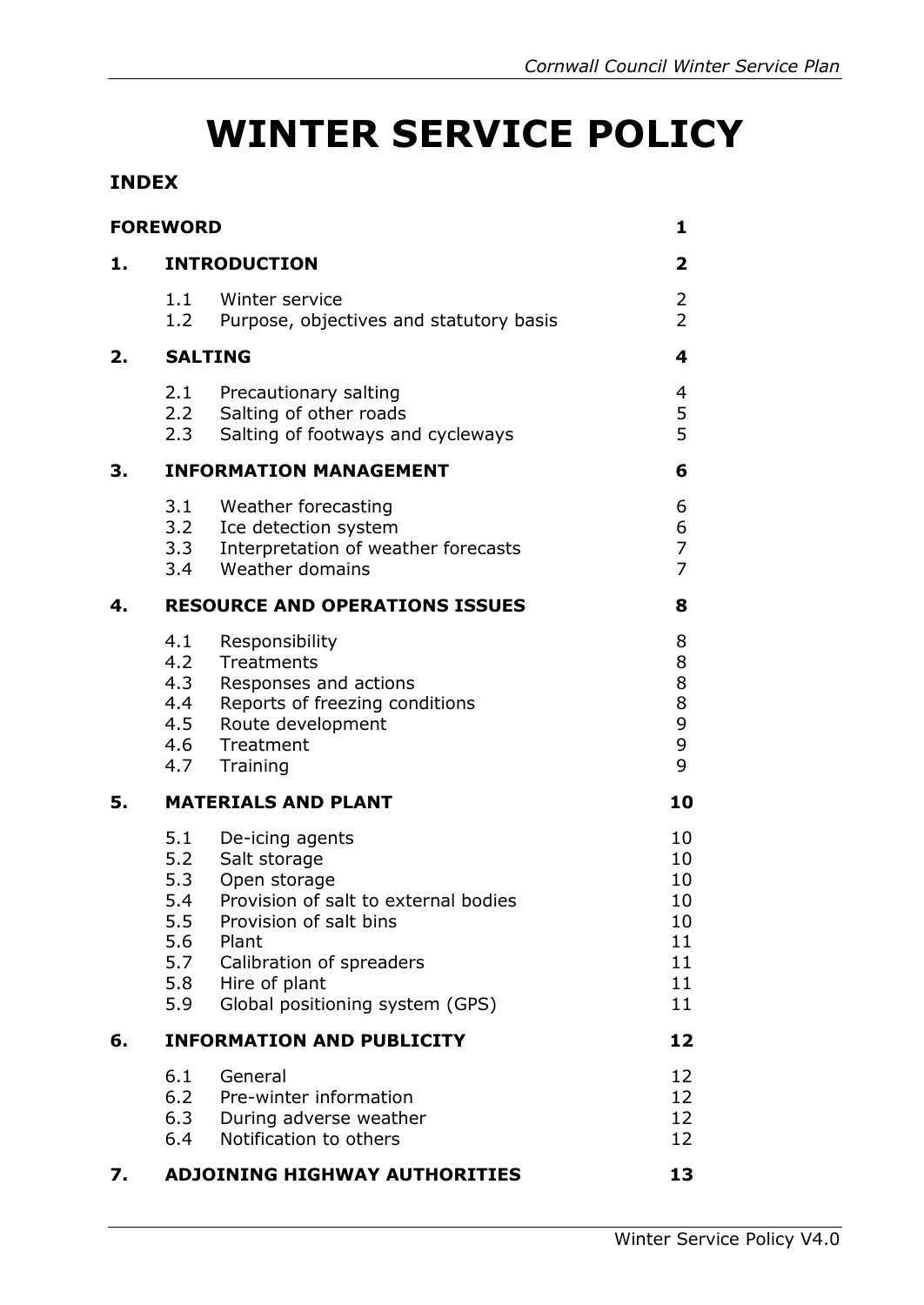# WINTER SERVICE POLICY

## INDEX

| | | |
|---|---|---|
| **FOREWORD** | | **1** |
| **1.** | **INTRODUCTION** | **2** |
| | 1.1 Winter service | 2 |
| | 1.2 Purpose, objectives and statutory basis | 2 |
| **2.** | **SALTING** | **4** |
| | 2.1 Precautionary salting | 4 |
| | 2.2 Salting of other roads | 5 |
| | 2.3 Salting of footways and cycleways | 5 |
| **3.** | **INFORMATION MANAGEMENT** | **6** |
| | 3.1 Weather forecasting | 6 |
| | 3.2 Ice detection system | 6 |
| | 3.3 Interpretation of weather forecasts | 7 |
| | 3.4 Weather domains | 7 |
| **4.** | **RESOURCE AND OPERATIONS ISSUES** | **8** |
| | 4.1 Responsibility | 8 |
| | 4.2 Treatments | 8 |
| | 4.3 Responses and actions | 8 |
| | 4.4 Reports of freezing conditions | 8 |
| | 4.5 Route development | 9 |
| | 4.6 Treatment | 9 |
| | 4.7 Training | 9 |
| **5.** | **MATERIALS AND PLANT** | **10** |
| | 5.1 De-icing agents | 10 |
| | 5.2 Salt storage | 10 |
| | 5.3 Open storage | 10 |
| | 5.4 Provision of salt to external bodies | 10 |
| | 5.5 Provision of salt bins | 10 |
| | 5.6 Plant | 11 |
| | 5.7 Calibration of spreaders | 11 |
| | 5.8 Hire of plant | 11 |
| | 5.9 Global positioning system (GPS) | 11 |
| **6.** | **INFORMATION AND PUBLICITY** | **12** |
| | 6.1 General | 12 |
| | 6.2 Pre-winter information | 12 |
| | 6.3 During adverse weather | 12 |
| | 6.4 Notification to others | 12 |
| **7.** | **ADJOINING HIGHWAY AUTHORITIES** | **13** |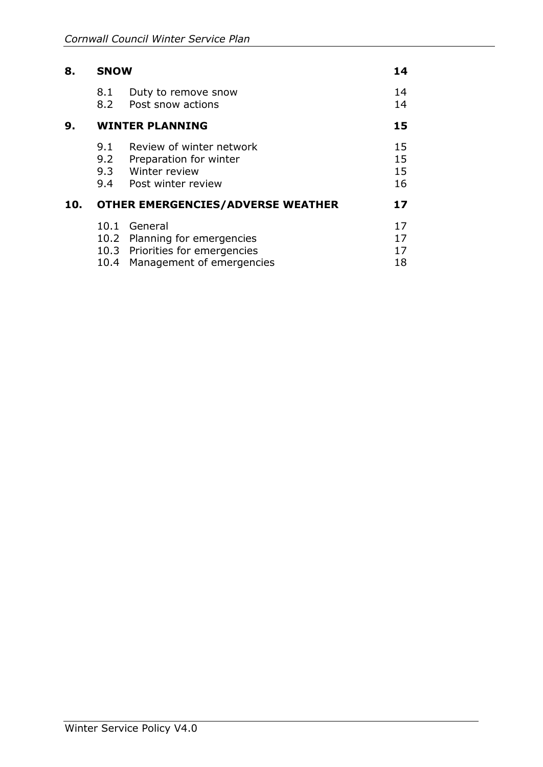| | | | |
|---|---|---|---|
| **8.** | **SNOW** | | **14** |
| | 8.1 | Duty to remove snow | 14 |
| | 8.2 | Post snow actions | 14 |
| **9.** | **WINTER PLANNING** | | **15** |
| | 9.1 | Review of winter network | 15 |
| | 9.2 | Preparation for winter | 15 |
| | 9.3 | Winter review | 15 |
| | 9.4 | Post winter review | 16 |
| **10.** | **OTHER EMERGENCIES/ADVERSE WEATHER** | | **17** |
| | 10.1 | General | 17 |
| | 10.2 | Planning for emergencies | 17 |
| | 10.3 | Priorities for emergencies | 17 |
| | 10.4 | Management of emergencies | 18 |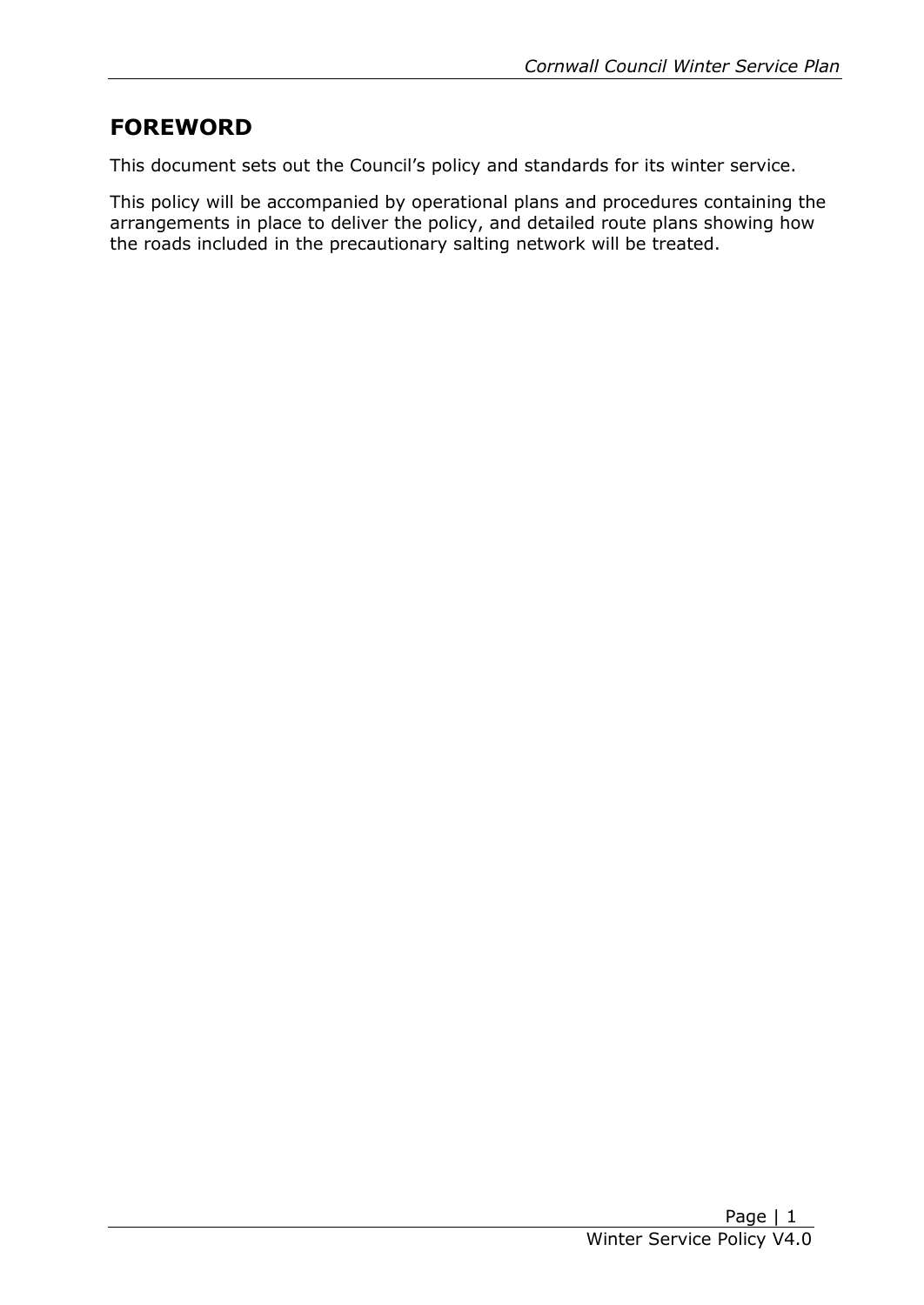## FOREWORD

This document sets out the Council's policy and standards for its winter service.

This policy will be accompanied by operational plans and procedures containing the arrangements in place to deliver the policy, and detailed route plans showing how the roads included in the precautionary salting network will be treated.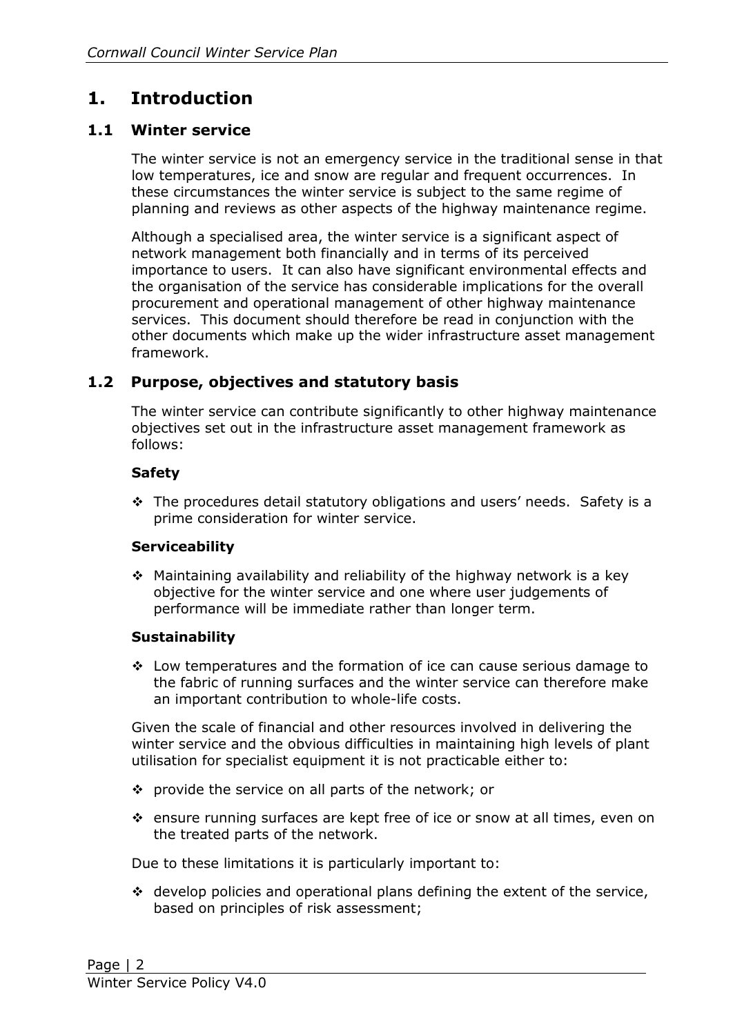# 1. Introduction

## 1.1 Winter service

The winter service is not an emergency service in the traditional sense in that low temperatures, ice and snow are regular and frequent occurrences. In these circumstances the winter service is subject to the same regime of planning and reviews as other aspects of the highway maintenance regime.

Although a specialised area, the winter service is a significant aspect of network management both financially and in terms of its perceived importance to users. It can also have significant environmental effects and the organisation of the service has considerable implications for the overall procurement and operational management of other highway maintenance services. This document should therefore be read in conjunction with the other documents which make up the wider infrastructure asset management framework.

## 1.2 Purpose, objectives and statutory basis

The winter service can contribute significantly to other highway maintenance objectives set out in the infrastructure asset management framework as follows:

**Safety**

- The procedures detail statutory obligations and users' needs. Safety is a prime consideration for winter service.

**Serviceability**

- Maintaining availability and reliability of the highway network is a key objective for the winter service and one where user judgements of performance will be immediate rather than longer term.

**Sustainability**

- Low temperatures and the formation of ice can cause serious damage to the fabric of running surfaces and the winter service can therefore make an important contribution to whole-life costs.

Given the scale of financial and other resources involved in delivering the winter service and the obvious difficulties in maintaining high levels of plant utilisation for specialist equipment it is not practicable either to:

- provide the service on all parts of the network; or
- ensure running surfaces are kept free of ice or snow at all times, even on the treated parts of the network.

Due to these limitations it is particularly important to:

- develop policies and operational plans defining the extent of the service, based on principles of risk assessment;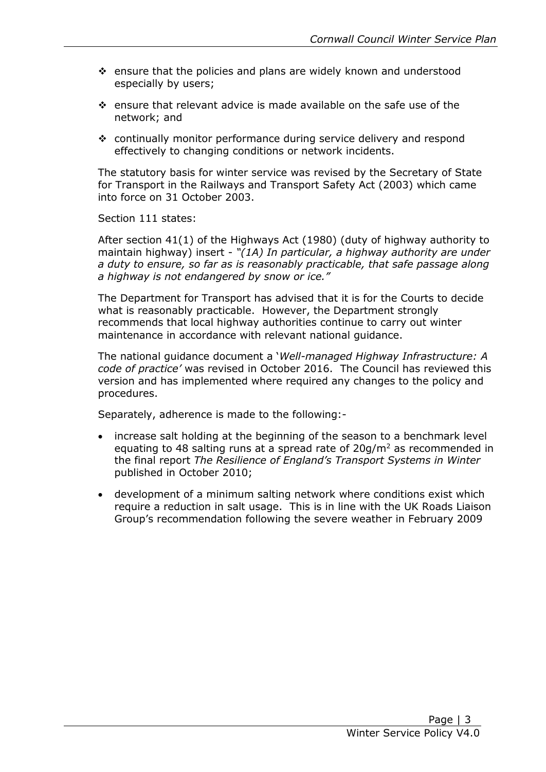- ensure that the policies and plans are widely known and understood especially by users;
- ensure that relevant advice is made available on the safe use of the network; and
- continually monitor performance during service delivery and respond effectively to changing conditions or network incidents.

The statutory basis for winter service was revised by the Secretary of State for Transport in the Railways and Transport Safety Act (2003) which came into force on 31 October 2003.

Section 111 states:

After section 41(1) of the Highways Act (1980) (duty of highway authority to maintain highway) insert - *"(1A) In particular, a highway authority are under a duty to ensure, so far as is reasonably practicable, that safe passage along a highway is not endangered by snow or ice."*

The Department for Transport has advised that it is for the Courts to decide what is reasonably practicable. However, the Department strongly recommends that local highway authorities continue to carry out winter maintenance in accordance with relevant national guidance.

The national guidance document a '*Well-managed Highway Infrastructure: A code of practice'* was revised in October 2016. The Council has reviewed this version and has implemented where required any changes to the policy and procedures.

Separately, adherence is made to the following:-

- increase salt holding at the beginning of the season to a benchmark level equating to 48 salting runs at a spread rate of $20g/m^2$ as recommended in the final report *The Resilience of England's Transport Systems in Winter* published in October 2010;
- development of a minimum salting network where conditions exist which require a reduction in salt usage. This is in line with the UK Roads Liaison Group's recommendation following the severe weather in February 2009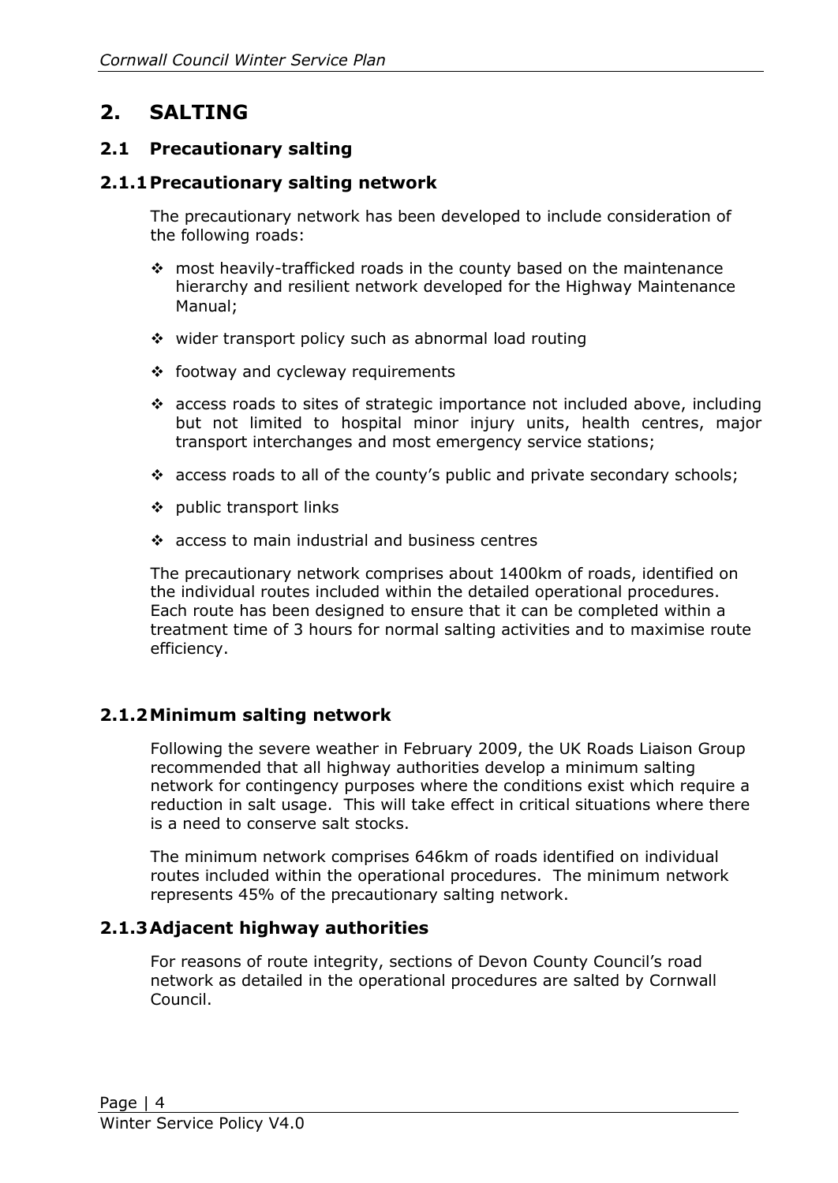# 2. SALTING

## 2.1 Precautionary salting

### 2.1.1 Precautionary salting network

The precautionary network has been developed to include consideration of the following roads:

- most heavily-trafficked roads in the county based on the maintenance hierarchy and resilient network developed for the Highway Maintenance Manual;
- wider transport policy such as abnormal load routing
- footway and cycleway requirements
- access roads to sites of strategic importance not included above, including but not limited to hospital minor injury units, health centres, major transport interchanges and most emergency service stations;
- access roads to all of the county's public and private secondary schools;
- public transport links
- access to main industrial and business centres

The precautionary network comprises about 1400km of roads, identified on the individual routes included within the detailed operational procedures. Each route has been designed to ensure that it can be completed within a treatment time of 3 hours for normal salting activities and to maximise route efficiency.

### 2.1.2 Minimum salting network

Following the severe weather in February 2009, the UK Roads Liaison Group recommended that all highway authorities develop a minimum salting network for contingency purposes where the conditions exist which require a reduction in salt usage. This will take effect in critical situations where there is a need to conserve salt stocks.

The minimum network comprises 646km of roads identified on individual routes included within the operational procedures. The minimum network represents 45% of the precautionary salting network.

### 2.1.3 Adjacent highway authorities

For reasons of route integrity, sections of Devon County Council's road network as detailed in the operational procedures are salted by Cornwall Council.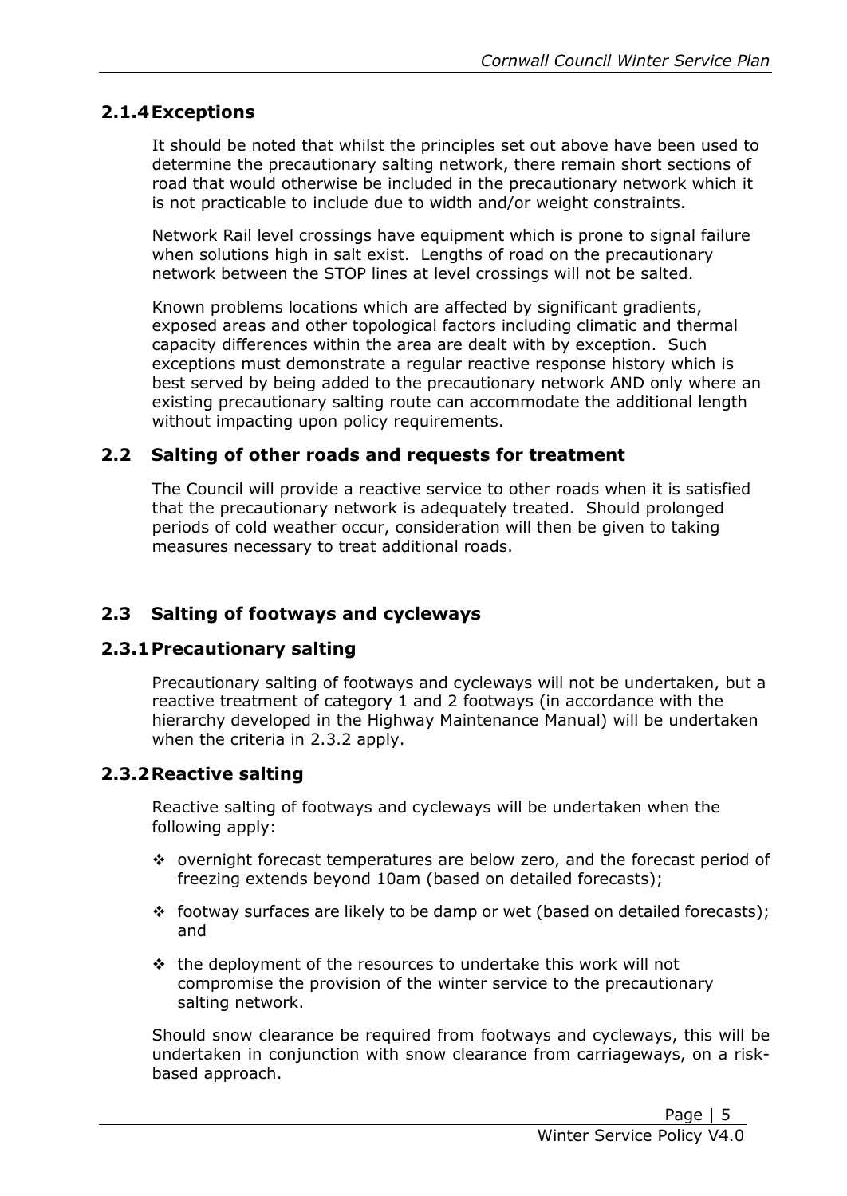### 2.1.4 Exceptions

It should be noted that whilst the principles set out above have been used to determine the precautionary salting network, there remain short sections of road that would otherwise be included in the precautionary network which it is not practicable to include due to width and/or weight constraints.

Network Rail level crossings have equipment which is prone to signal failure when solutions high in salt exist. Lengths of road on the precautionary network between the STOP lines at level crossings will not be salted.

Known problems locations which are affected by significant gradients, exposed areas and other topological factors including climatic and thermal capacity differences within the area are dealt with by exception. Such exceptions must demonstrate a regular reactive response history which is best served by being added to the precautionary network AND only where an existing precautionary salting route can accommodate the additional length without impacting upon policy requirements.

## 2.2 Salting of other roads and requests for treatment

The Council will provide a reactive service to other roads when it is satisfied that the precautionary network is adequately treated. Should prolonged periods of cold weather occur, consideration will then be given to taking measures necessary to treat additional roads.

## 2.3 Salting of footways and cycleways

### 2.3.1 Precautionary salting

Precautionary salting of footways and cycleways will not be undertaken, but a reactive treatment of category 1 and 2 footways (in accordance with the hierarchy developed in the Highway Maintenance Manual) will be undertaken when the criteria in 2.3.2 apply.

### 2.3.2 Reactive salting

Reactive salting of footways and cycleways will be undertaken when the following apply:

- overnight forecast temperatures are below zero, and the forecast period of freezing extends beyond 10am (based on detailed forecasts);
- footway surfaces are likely to be damp or wet (based on detailed forecasts); and
- the deployment of the resources to undertake this work will not compromise the provision of the winter service to the precautionary salting network.

Should snow clearance be required from footways and cycleways, this will be undertaken in conjunction with snow clearance from carriageways, on a risk-based approach.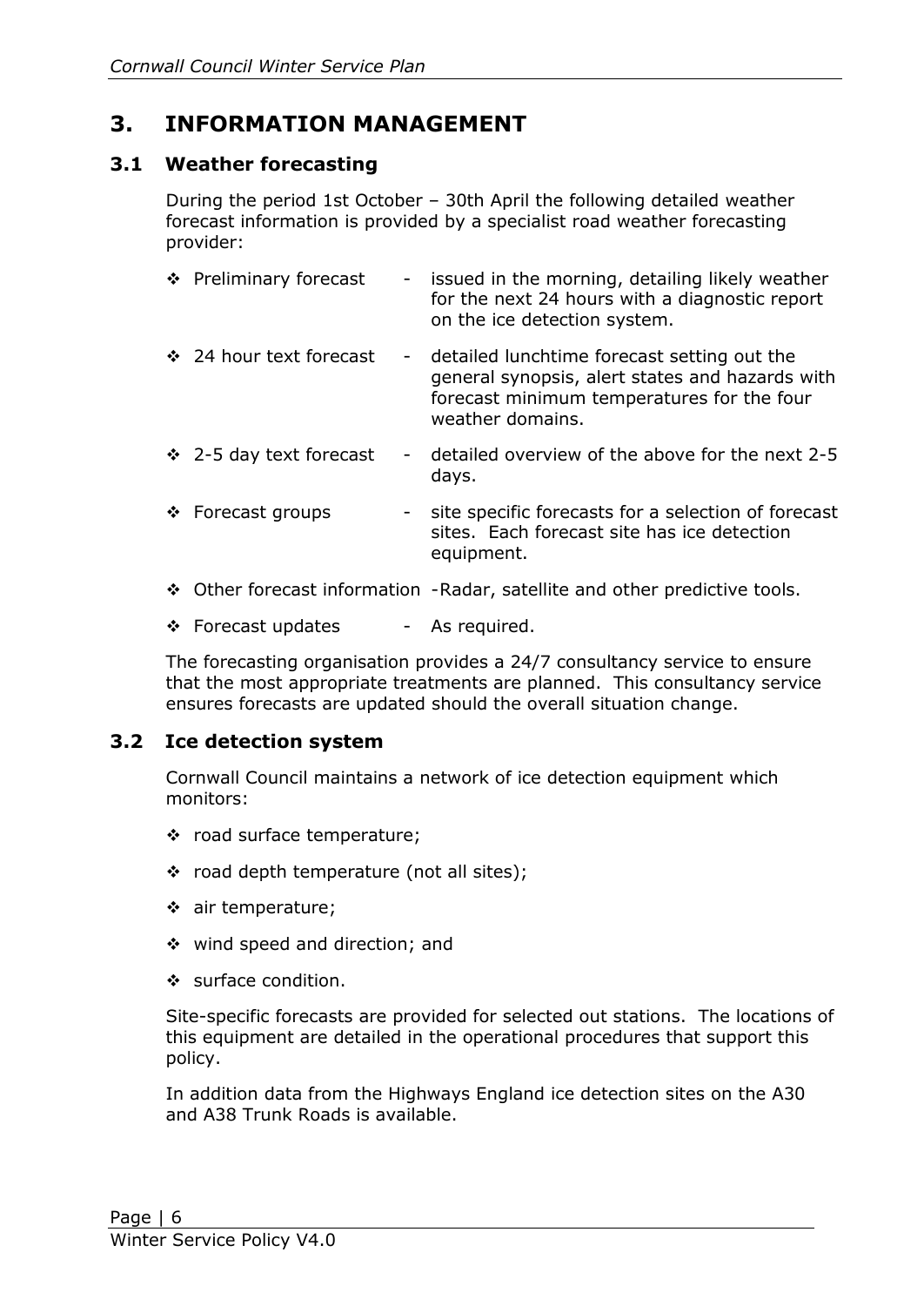## 3. INFORMATION MANAGEMENT

### 3.1 Weather forecasting

During the period 1st October – 30th April the following detailed weather forecast information is provided by a specialist road weather forecasting provider:

- Preliminary forecast - issued in the morning, detailing likely weather for the next 24 hours with a diagnostic report on the ice detection system.
- 24 hour text forecast - detailed lunchtime forecast setting out the general synopsis, alert states and hazards with forecast minimum temperatures for the four weather domains.
- 2-5 day text forecast - detailed overview of the above for the next 2-5 days.
- Forecast groups - site specific forecasts for a selection of forecast sites. Each forecast site has ice detection equipment.
- Other forecast information -Radar, satellite and other predictive tools.
- Forecast updates - As required.

The forecasting organisation provides a 24/7 consultancy service to ensure that the most appropriate treatments are planned. This consultancy service ensures forecasts are updated should the overall situation change.

### 3.2 Ice detection system

Cornwall Council maintains a network of ice detection equipment which monitors:

- road surface temperature;
- road depth temperature (not all sites);
- air temperature;
- wind speed and direction; and
- surface condition.

Site-specific forecasts are provided for selected out stations. The locations of this equipment are detailed in the operational procedures that support this policy.

In addition data from the Highways England ice detection sites on the A30 and A38 Trunk Roads is available.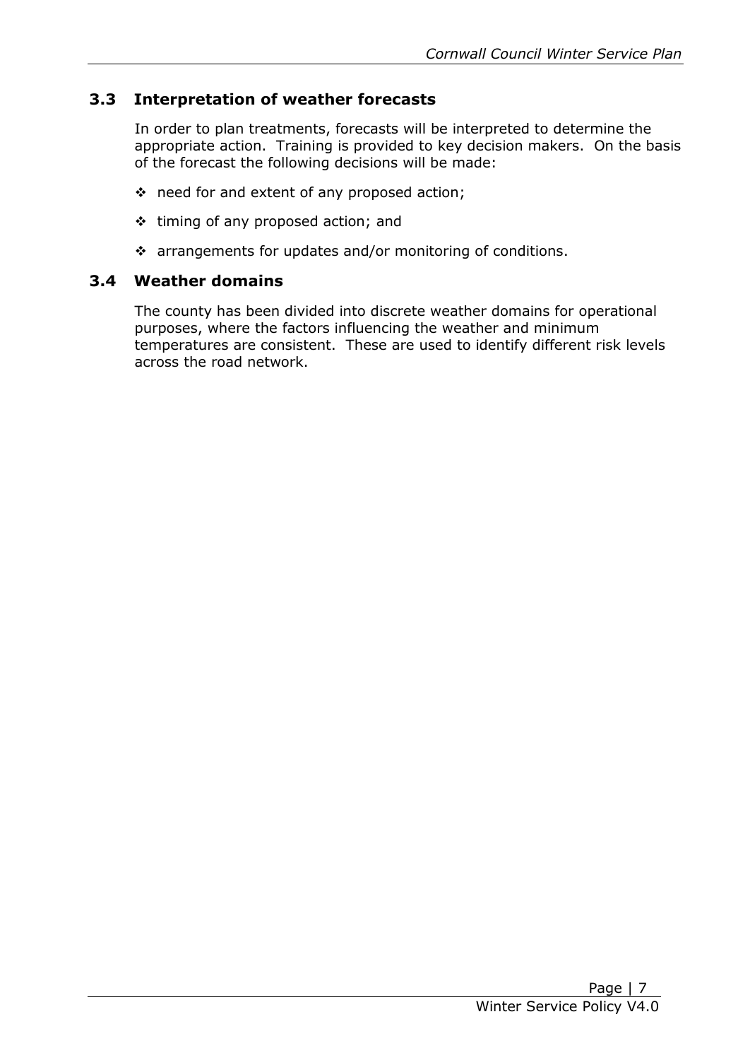## 3.3 Interpretation of weather forecasts

In order to plan treatments, forecasts will be interpreted to determine the appropriate action. Training is provided to key decision makers. On the basis of the forecast the following decisions will be made:

- need for and extent of any proposed action;
- timing of any proposed action; and
- arrangements for updates and/or monitoring of conditions.

## 3.4 Weather domains

The county has been divided into discrete weather domains for operational purposes, where the factors influencing the weather and minimum temperatures are consistent. These are used to identify different risk levels across the road network.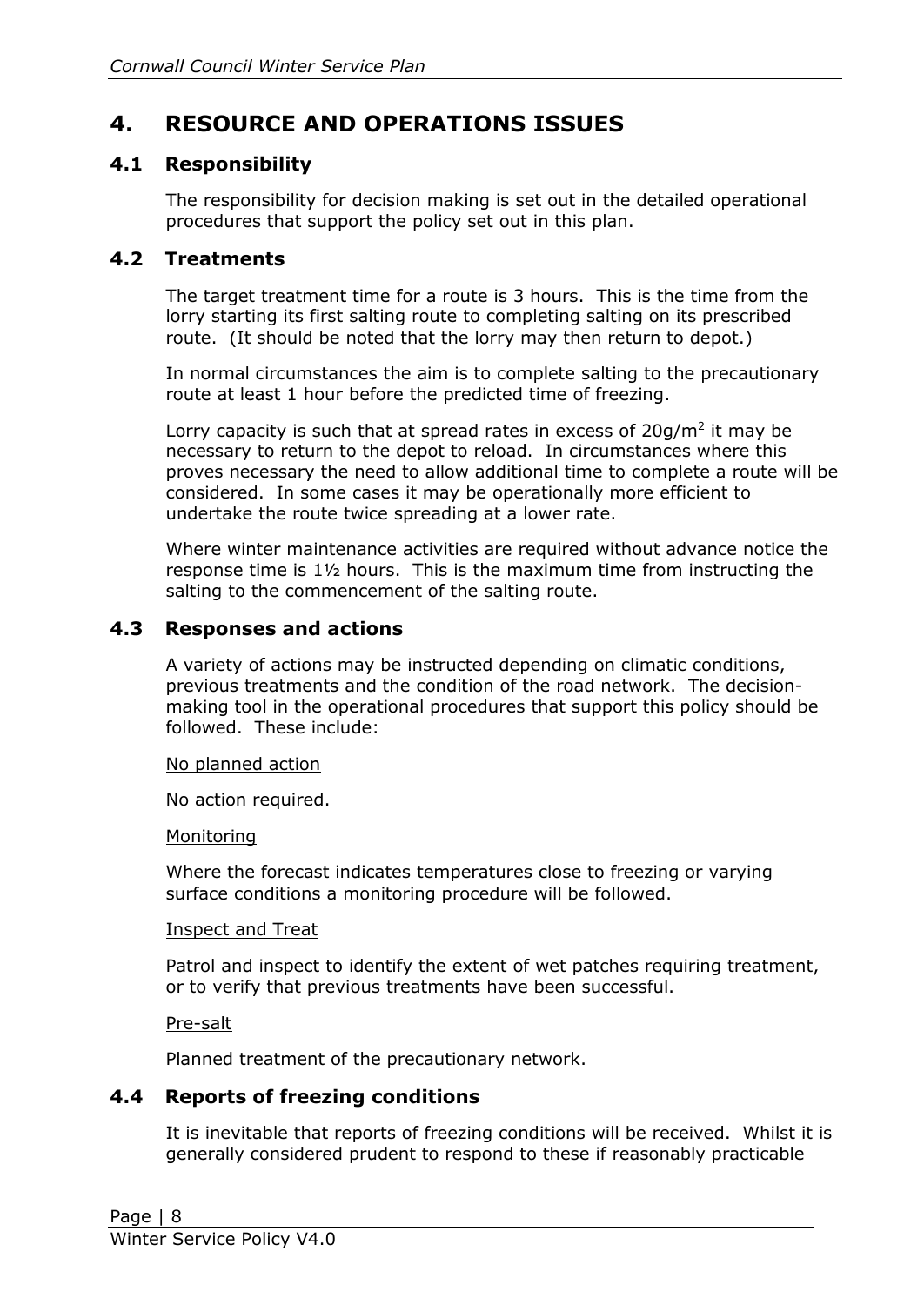# 4. RESOURCE AND OPERATIONS ISSUES

## 4.1 Responsibility

The responsibility for decision making is set out in the detailed operational procedures that support the policy set out in this plan.

## 4.2 Treatments

The target treatment time for a route is 3 hours. This is the time from the lorry starting its first salting route to completing salting on its prescribed route. (It should be noted that the lorry may then return to depot.)

In normal circumstances the aim is to complete salting to the precautionary route at least 1 hour before the predicted time of freezing.

Lorry capacity is such that at spread rates in excess of $20g/m^2$ it may be necessary to return to the depot to reload. In circumstances where this proves necessary the need to allow additional time to complete a route will be considered. In some cases it may be operationally more efficient to undertake the route twice spreading at a lower rate.

Where winter maintenance activities are required without advance notice the response time is 1½ hours. This is the maximum time from instructing the salting to the commencement of the salting route.

## 4.3 Responses and actions

A variety of actions may be instructed depending on climatic conditions, previous treatments and the condition of the road network. The decision-making tool in the operational procedures that support this policy should be followed. These include:

No planned action

No action required.

Monitoring

Where the forecast indicates temperatures close to freezing or varying surface conditions a monitoring procedure will be followed.

Inspect and Treat

Patrol and inspect to identify the extent of wet patches requiring treatment, or to verify that previous treatments have been successful.

Pre-salt

Planned treatment of the precautionary network.

## 4.4 Reports of freezing conditions

It is inevitable that reports of freezing conditions will be received. Whilst it is generally considered prudent to respond to these if reasonably practicable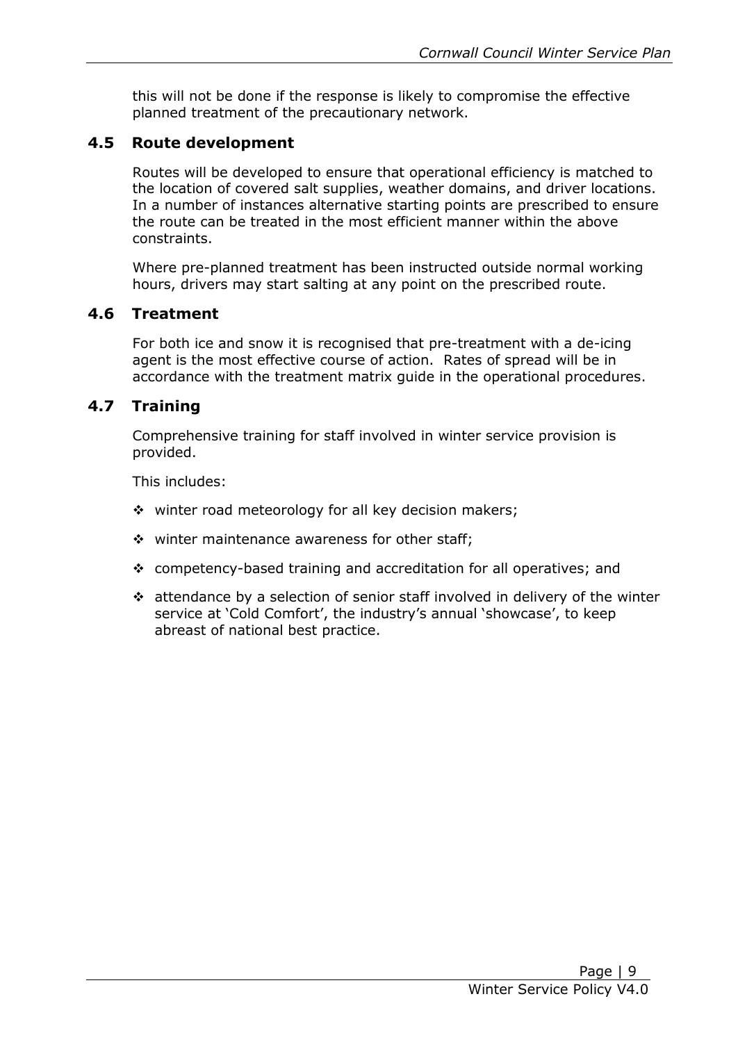this will not be done if the response is likely to compromise the effective planned treatment of the precautionary network.

## 4.5 Route development

Routes will be developed to ensure that operational efficiency is matched to the location of covered salt supplies, weather domains, and driver locations. In a number of instances alternative starting points are prescribed to ensure the route can be treated in the most efficient manner within the above constraints.

Where pre-planned treatment has been instructed outside normal working hours, drivers may start salting at any point on the prescribed route.

## 4.6 Treatment

For both ice and snow it is recognised that pre-treatment with a de-icing agent is the most effective course of action. Rates of spread will be in accordance with the treatment matrix guide in the operational procedures.

## 4.7 Training

Comprehensive training for staff involved in winter service provision is provided.

This includes:

- winter road meteorology for all key decision makers;
- winter maintenance awareness for other staff;
- competency-based training and accreditation for all operatives; and
- attendance by a selection of senior staff involved in delivery of the winter service at 'Cold Comfort', the industry's annual 'showcase', to keep abreast of national best practice.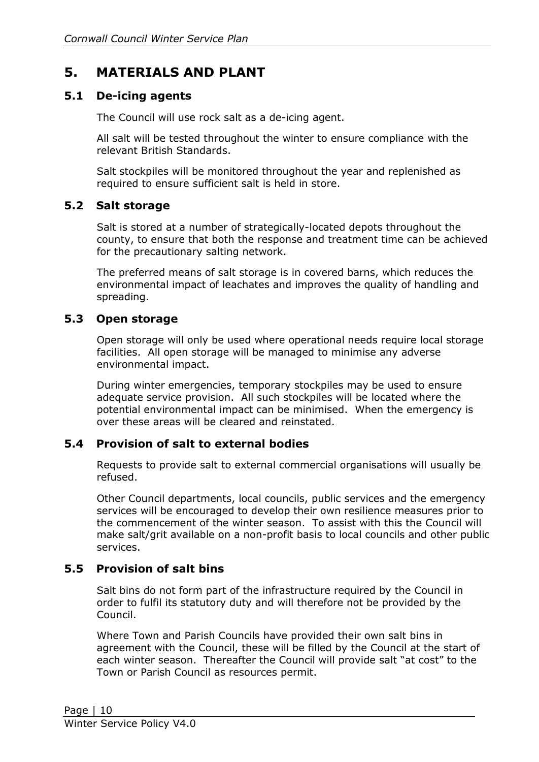# 5. MATERIALS AND PLANT

## 5.1 De-icing agents

The Council will use rock salt as a de-icing agent.

All salt will be tested throughout the winter to ensure compliance with the relevant British Standards.

Salt stockpiles will be monitored throughout the year and replenished as required to ensure sufficient salt is held in store.

## 5.2 Salt storage

Salt is stored at a number of strategically-located depots throughout the county, to ensure that both the response and treatment time can be achieved for the precautionary salting network.

The preferred means of salt storage is in covered barns, which reduces the environmental impact of leachates and improves the quality of handling and spreading.

## 5.3 Open storage

Open storage will only be used where operational needs require local storage facilities. All open storage will be managed to minimise any adverse environmental impact.

During winter emergencies, temporary stockpiles may be used to ensure adequate service provision. All such stockpiles will be located where the potential environmental impact can be minimised. When the emergency is over these areas will be cleared and reinstated.

## 5.4 Provision of salt to external bodies

Requests to provide salt to external commercial organisations will usually be refused.

Other Council departments, local councils, public services and the emergency services will be encouraged to develop their own resilience measures prior to the commencement of the winter season. To assist with this the Council will make salt/grit available on a non-profit basis to local councils and other public services.

## 5.5 Provision of salt bins

Salt bins do not form part of the infrastructure required by the Council in order to fulfil its statutory duty and will therefore not be provided by the Council.

Where Town and Parish Councils have provided their own salt bins in agreement with the Council, these will be filled by the Council at the start of each winter season. Thereafter the Council will provide salt "at cost" to the Town or Parish Council as resources permit.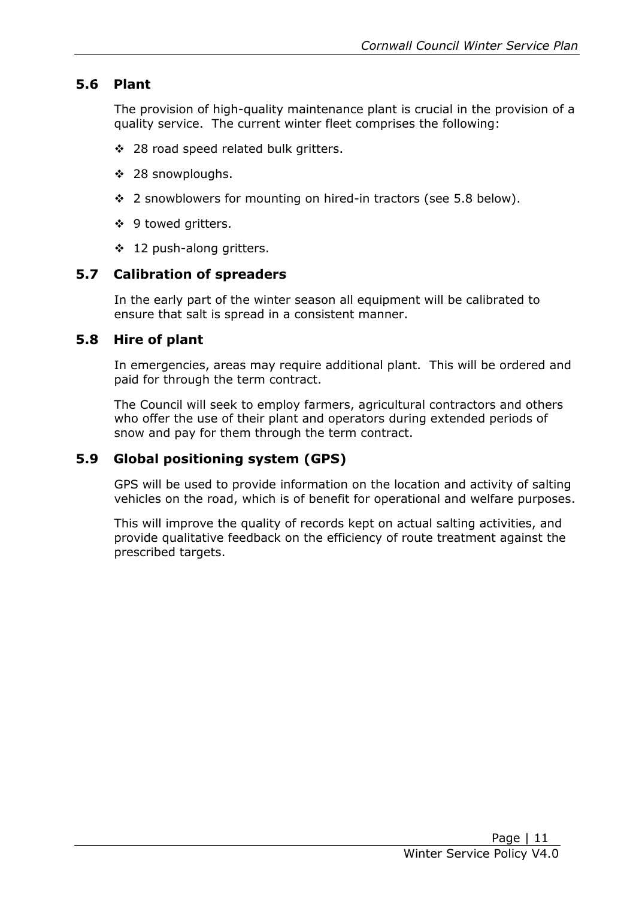## 5.6 Plant

The provision of high-quality maintenance plant is crucial in the provision of a quality service. The current winter fleet comprises the following:

- 28 road speed related bulk gritters.
- 28 snowploughs.
- 2 snowblowers for mounting on hired-in tractors (see 5.8 below).
- 9 towed gritters.
- 12 push-along gritters.

## 5.7 Calibration of spreaders

In the early part of the winter season all equipment will be calibrated to ensure that salt is spread in a consistent manner.

## 5.8 Hire of plant

In emergencies, areas may require additional plant. This will be ordered and paid for through the term contract.

The Council will seek to employ farmers, agricultural contractors and others who offer the use of their plant and operators during extended periods of snow and pay for them through the term contract.

## 5.9 Global positioning system (GPS)

GPS will be used to provide information on the location and activity of salting vehicles on the road, which is of benefit for operational and welfare purposes.

This will improve the quality of records kept on actual salting activities, and provide qualitative feedback on the efficiency of route treatment against the prescribed targets.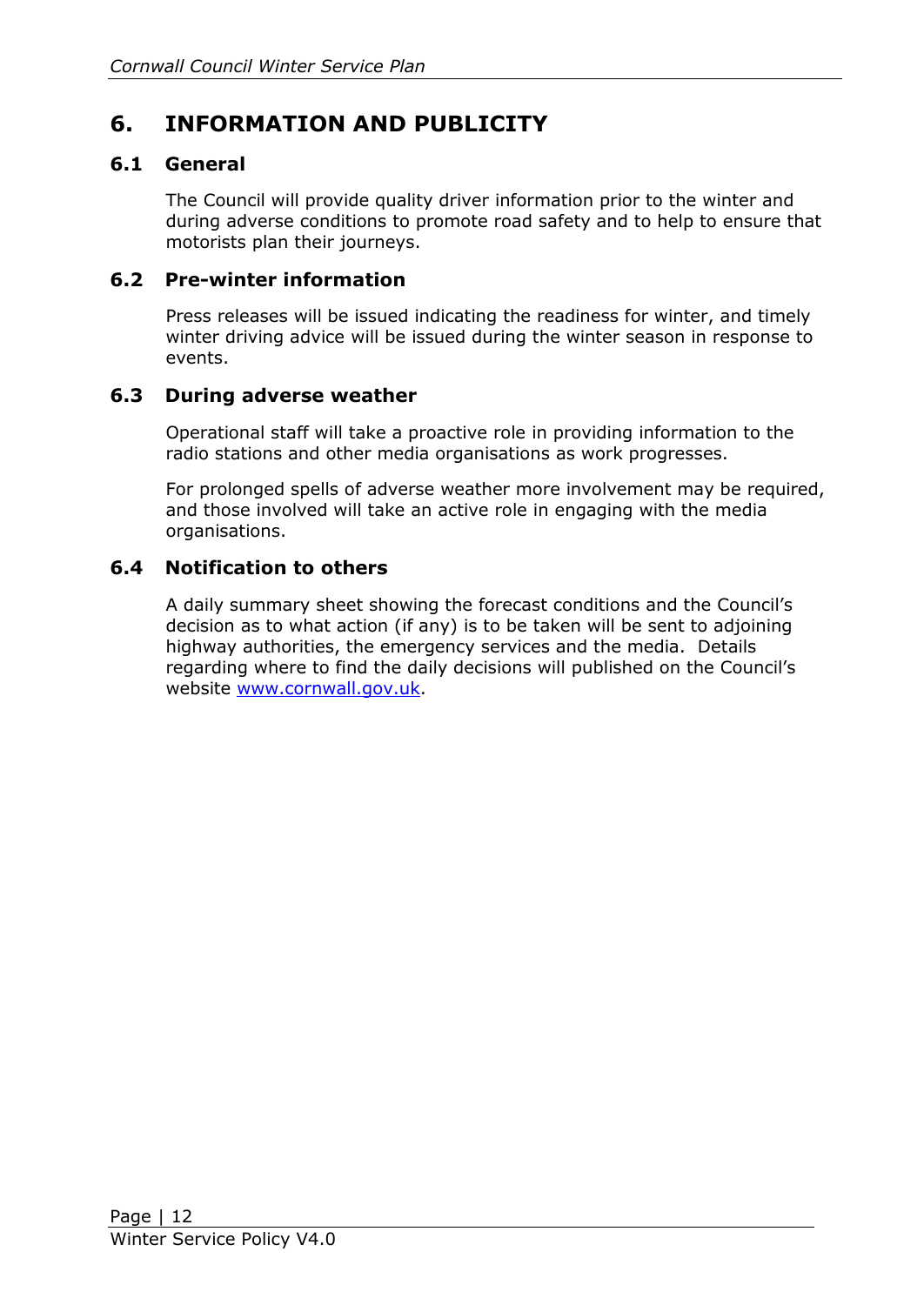# 6. INFORMATION AND PUBLICITY

## 6.1 General

The Council will provide quality driver information prior to the winter and during adverse conditions to promote road safety and to help to ensure that motorists plan their journeys.

## 6.2 Pre-winter information

Press releases will be issued indicating the readiness for winter, and timely winter driving advice will be issued during the winter season in response to events.

## 6.3 During adverse weather

Operational staff will take a proactive role in providing information to the radio stations and other media organisations as work progresses.

For prolonged spells of adverse weather more involvement may be required, and those involved will take an active role in engaging with the media organisations.

## 6.4 Notification to others

A daily summary sheet showing the forecast conditions and the Council's decision as to what action (if any) is to be taken will be sent to adjoining highway authorities, the emergency services and the media. Details regarding where to find the daily decisions will published on the Council's website [www.cornwall.gov.uk](http://www.cornwall.gov.uk).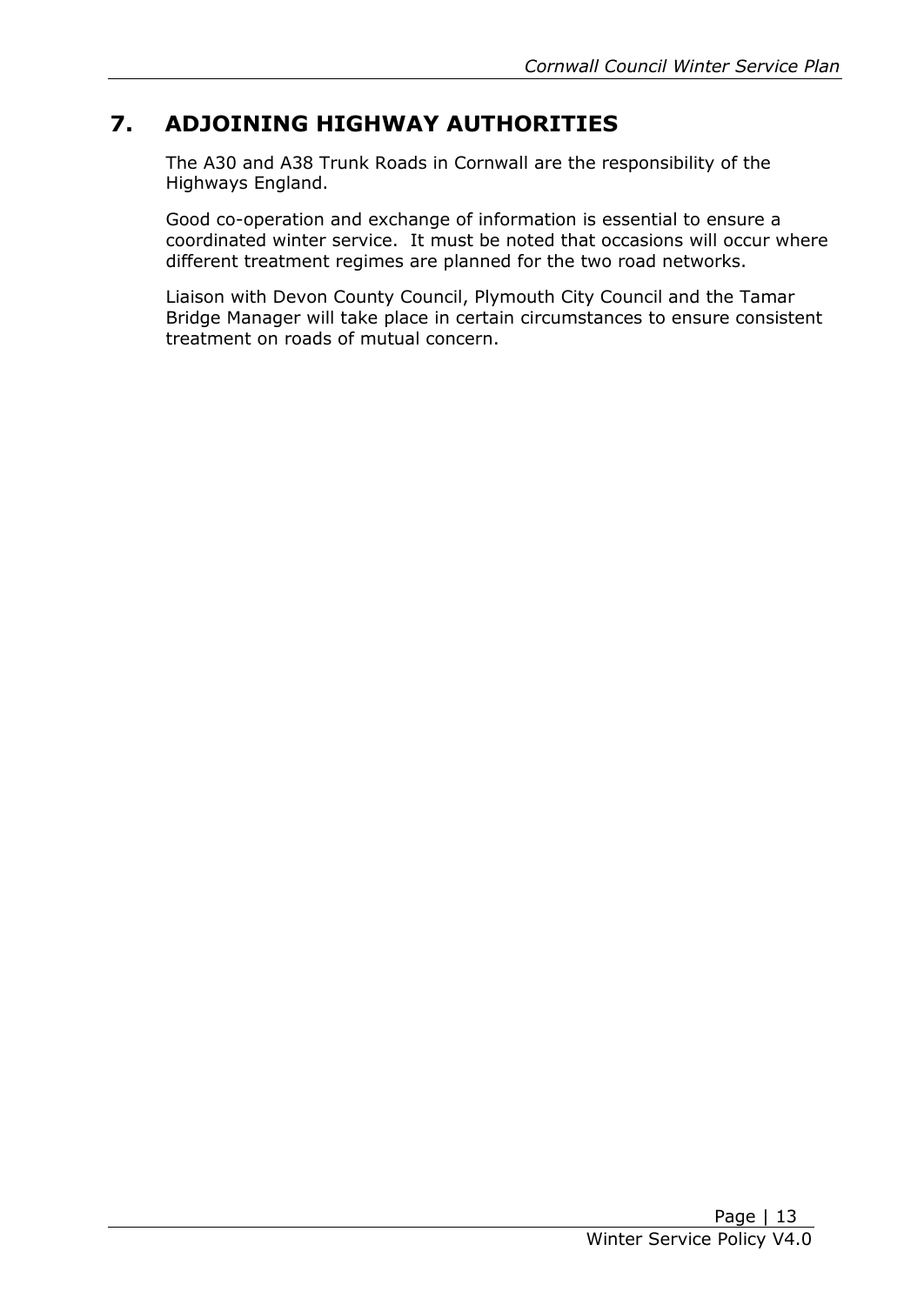# 7. ADJOINING HIGHWAY AUTHORITIES

The A30 and A38 Trunk Roads in Cornwall are the responsibility of the Highways England.

Good co-operation and exchange of information is essential to ensure a coordinated winter service. It must be noted that occasions will occur where different treatment regimes are planned for the two road networks.

Liaison with Devon County Council, Plymouth City Council and the Tamar Bridge Manager will take place in certain circumstances to ensure consistent treatment on roads of mutual concern.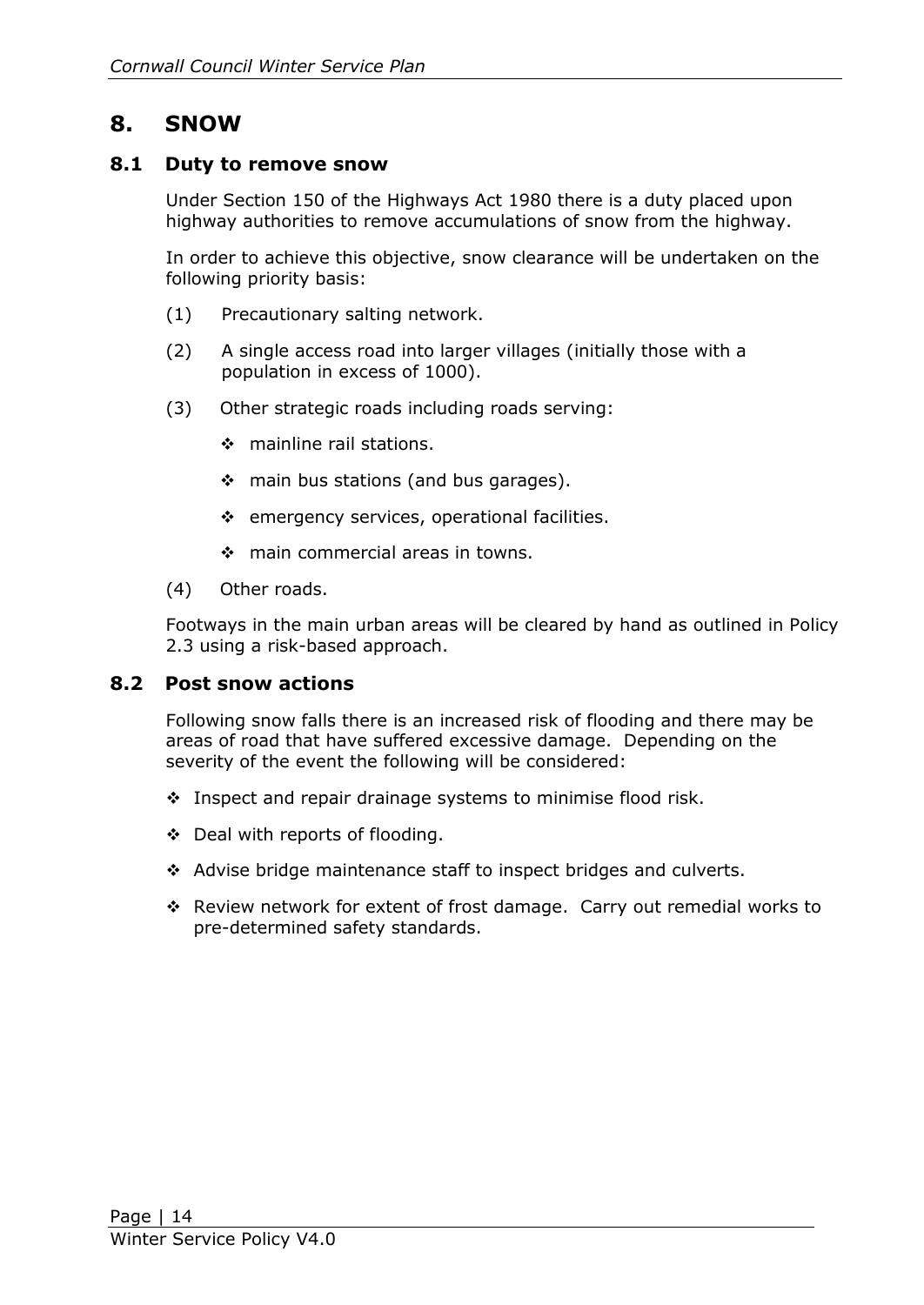# 8. SNOW

## 8.1 Duty to remove snow

Under Section 150 of the Highways Act 1980 there is a duty placed upon highway authorities to remove accumulations of snow from the highway.

In order to achieve this objective, snow clearance will be undertaken on the following priority basis:

(1) Precautionary salting network.

(2) A single access road into larger villages (initially those with a population in excess of 1000).

(3) Other strategic roads including roads serving:

- mainline rail stations.
- main bus stations (and bus garages).
- emergency services, operational facilities.
- main commercial areas in towns.

(4) Other roads.

Footways in the main urban areas will be cleared by hand as outlined in Policy 2.3 using a risk-based approach.

## 8.2 Post snow actions

Following snow falls there is an increased risk of flooding and there may be areas of road that have suffered excessive damage. Depending on the severity of the event the following will be considered:

- Inspect and repair drainage systems to minimise flood risk.
- Deal with reports of flooding.
- Advise bridge maintenance staff to inspect bridges and culverts.
- Review network for extent of frost damage. Carry out remedial works to pre-determined safety standards.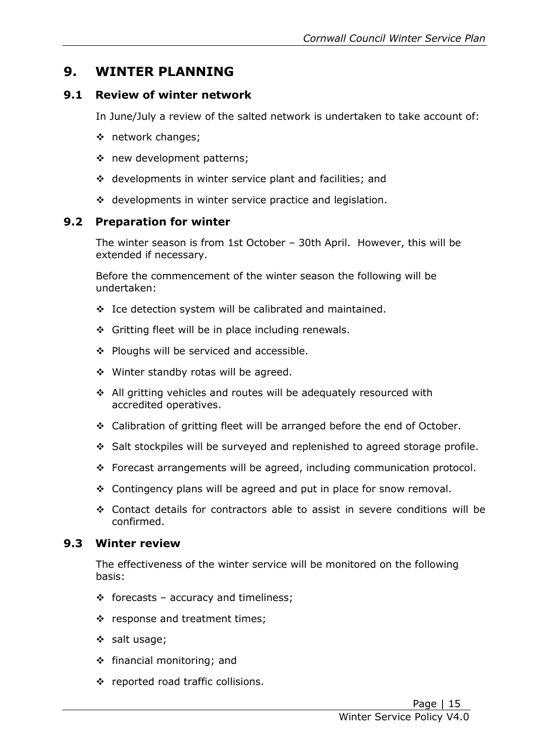# 9. WINTER PLANNING

## 9.1 Review of winter network

In June/July a review of the salted network is undertaken to take account of:

- network changes;
- new development patterns;
- developments in winter service plant and facilities; and
- developments in winter service practice and legislation.

## 9.2 Preparation for winter

The winter season is from 1st October – 30th April. However, this will be extended if necessary.

Before the commencement of the winter season the following will be undertaken:

- Ice detection system will be calibrated and maintained.
- Gritting fleet will be in place including renewals.
- Ploughs will be serviced and accessible.
- Winter standby rotas will be agreed.
- All gritting vehicles and routes will be adequately resourced with accredited operatives.
- Calibration of gritting fleet will be arranged before the end of October.
- Salt stockpiles will be surveyed and replenished to agreed storage profile.
- Forecast arrangements will be agreed, including communication protocol.
- Contingency plans will be agreed and put in place for snow removal.
- Contact details for contractors able to assist in severe conditions will be confirmed.

## 9.3 Winter review

The effectiveness of the winter service will be monitored on the following basis:

- forecasts – accuracy and timeliness;
- response and treatment times;
- salt usage;
- financial monitoring; and
- reported road traffic collisions.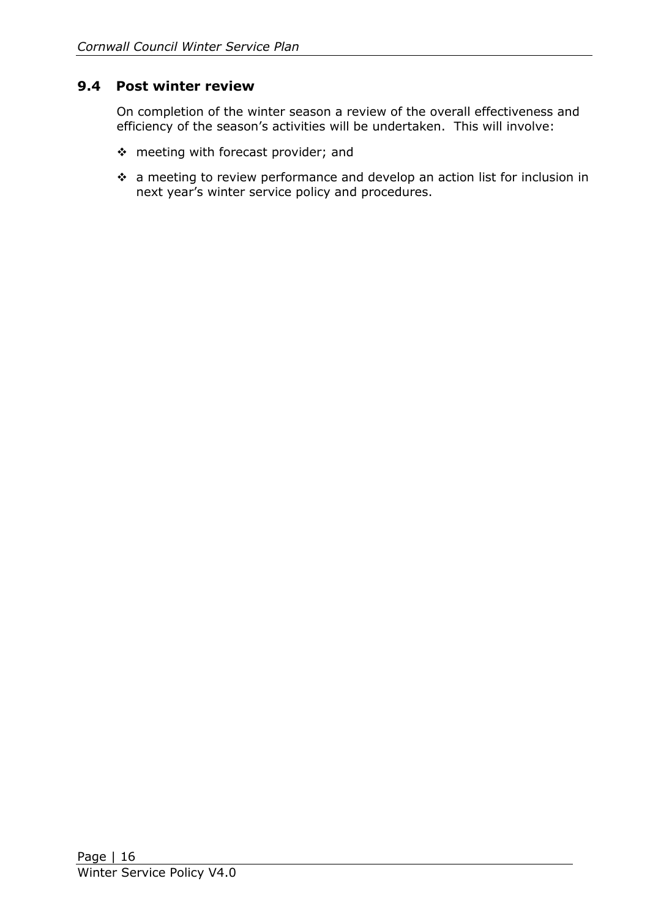## 9.4 Post winter review

On completion of the winter season a review of the overall effectiveness and efficiency of the season's activities will be undertaken. This will involve:

- meeting with forecast provider; and
- a meeting to review performance and develop an action list for inclusion in next year's winter service policy and procedures.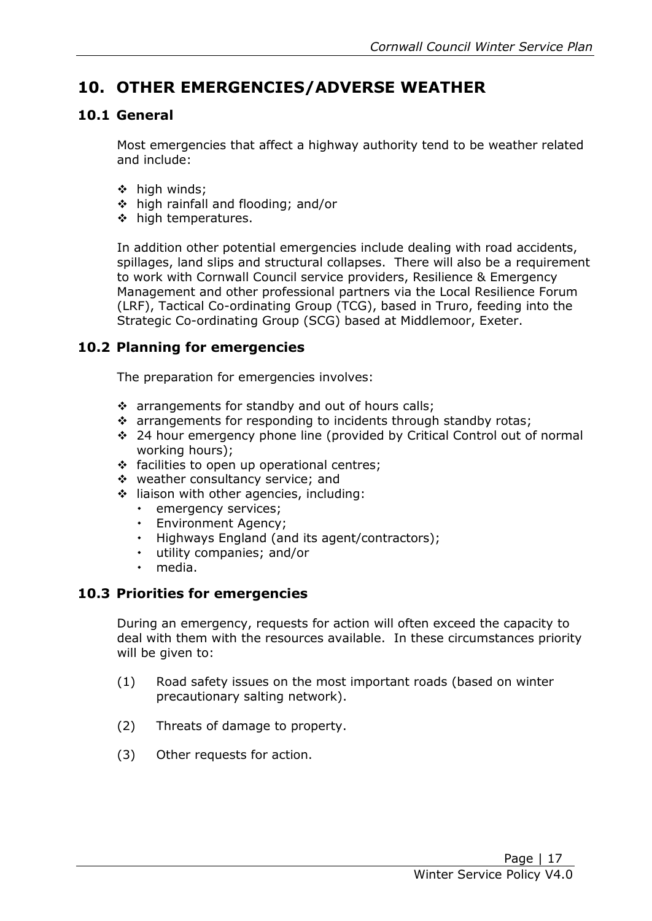## 10. OTHER EMERGENCIES/ADVERSE WEATHER

### 10.1 General

Most emergencies that affect a highway authority tend to be weather related and include:

- high winds;
- high rainfall and flooding; and/or
- high temperatures.

In addition other potential emergencies include dealing with road accidents, spillages, land slips and structural collapses. There will also be a requirement to work with Cornwall Council service providers, Resilience & Emergency Management and other professional partners via the Local Resilience Forum (LRF), Tactical Co-ordinating Group (TCG), based in Truro, feeding into the Strategic Co-ordinating Group (SCG) based at Middlemoor, Exeter.

### 10.2 Planning for emergencies

The preparation for emergencies involves:

- arrangements for standby and out of hours calls;
- arrangements for responding to incidents through standby rotas;
- 24 hour emergency phone line (provided by Critical Control out of normal working hours);
- facilities to open up operational centres;
- weather consultancy service; and
- liaison with other agencies, including:
  - emergency services;
  - Environment Agency;
  - Highways England (and its agent/contractors);
  - utility companies; and/or
  - media.

### 10.3 Priorities for emergencies

During an emergency, requests for action will often exceed the capacity to deal with them with the resources available. In these circumstances priority will be given to:

(1) Road safety issues on the most important roads (based on winter precautionary salting network).

(2) Threats of damage to property.

(3) Other requests for action.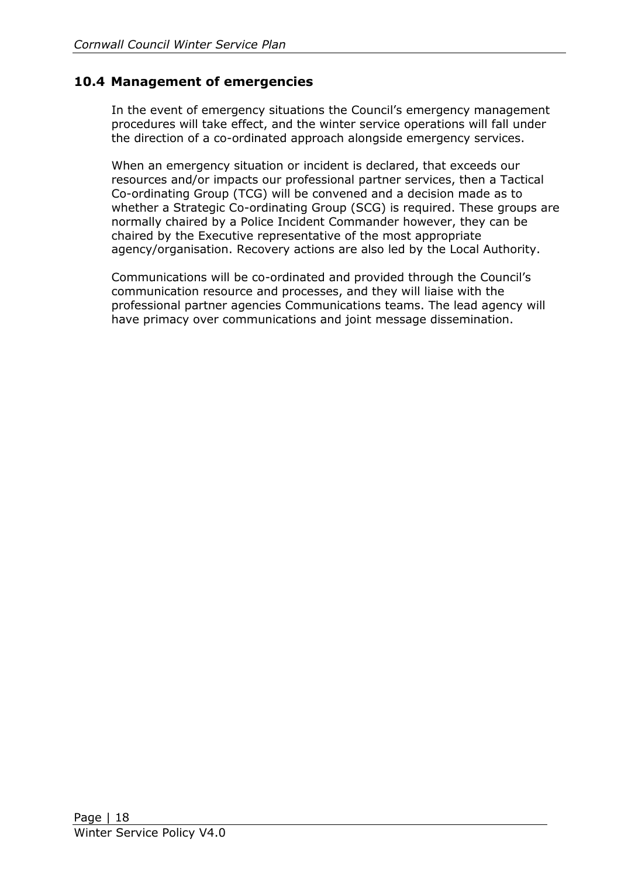## 10.4 Management of emergencies

In the event of emergency situations the Council's emergency management procedures will take effect, and the winter service operations will fall under the direction of a co-ordinated approach alongside emergency services.

When an emergency situation or incident is declared, that exceeds our resources and/or impacts our professional partner services, then a Tactical Co-ordinating Group (TCG) will be convened and a decision made as to whether a Strategic Co-ordinating Group (SCG) is required. These groups are normally chaired by a Police Incident Commander however, they can be chaired by the Executive representative of the most appropriate agency/organisation. Recovery actions are also led by the Local Authority.

Communications will be co-ordinated and provided through the Council's communication resource and processes, and they will liaise with the professional partner agencies Communications teams. The lead agency will have primacy over communications and joint message dissemination.